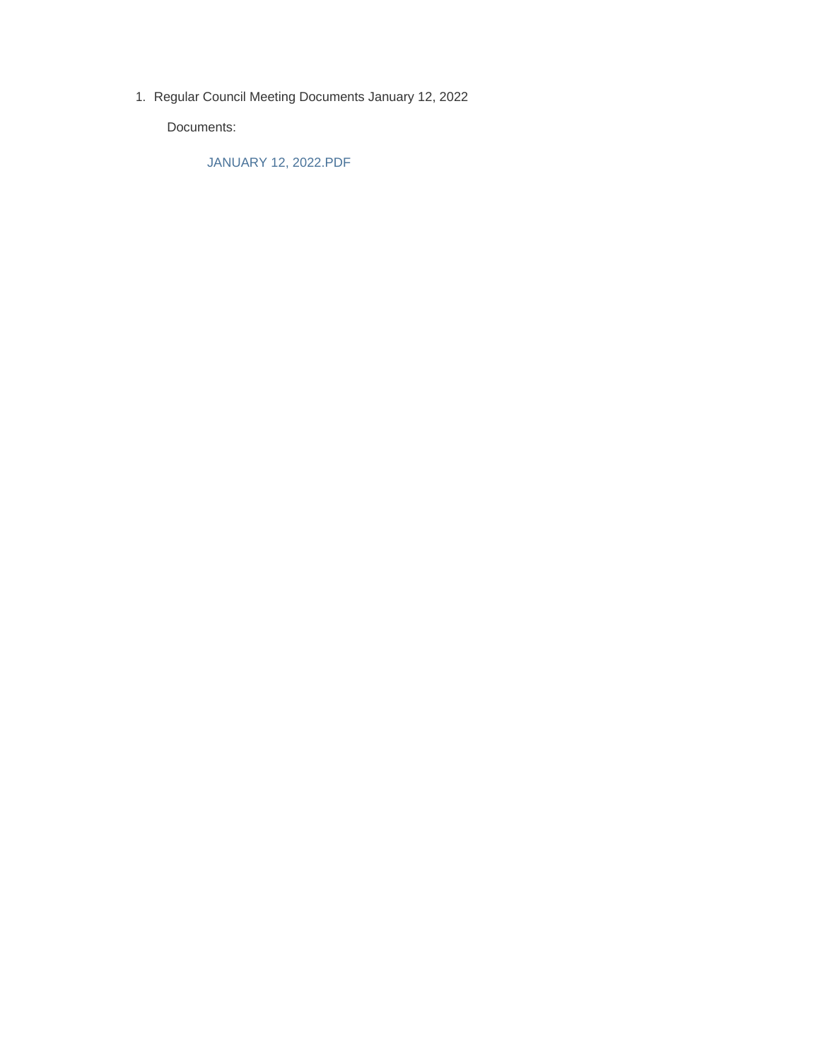1. Regular Council Meeting Documents January 12, 2022

   Documents:

   JANUARY 12, 2022.PDF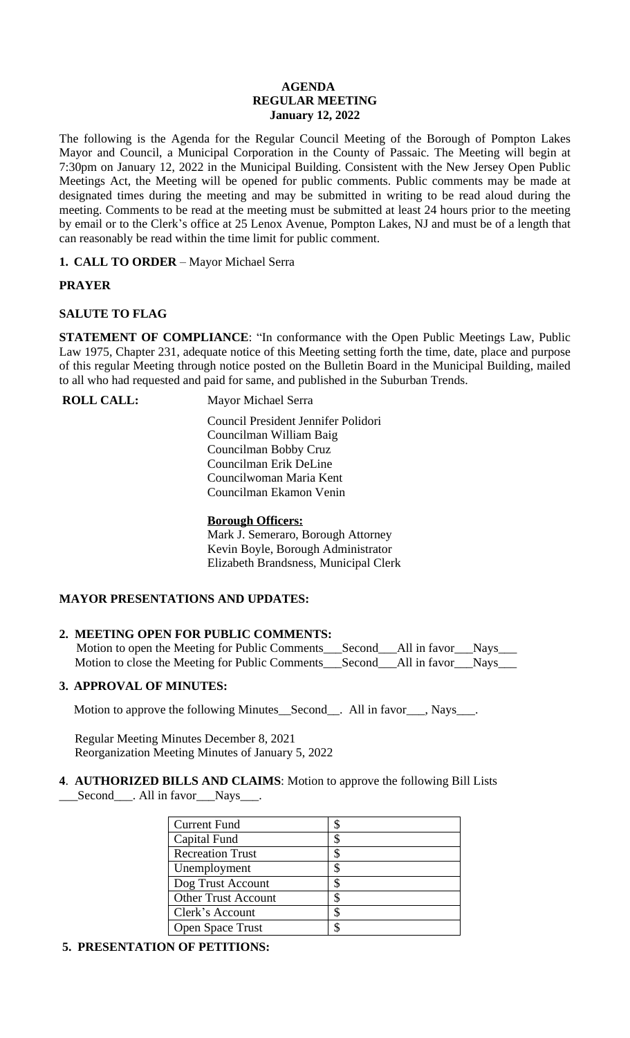**AGENDA**
**REGULAR MEETING**
**January 12, 2022**

The following is the Agenda for the Regular Council Meeting of the Borough of Pompton Lakes Mayor and Council, a Municipal Corporation in the County of Passaic. The Meeting will begin at 7:30pm on January 12, 2022 in the Municipal Building. Consistent with the New Jersey Open Public Meetings Act, the Meeting will be opened for public comments. Public comments may be made at designated times during the meeting and may be submitted in writing to be read aloud during the meeting. Comments to be read at the meeting must be submitted at least 24 hours prior to the meeting by email or to the Clerk's office at 25 Lenox Avenue, Pompton Lakes, NJ and must be of a length that can reasonably be read within the time limit for public comment.

**1. CALL TO ORDER** – Mayor Michael Serra

**PRAYER**

**SALUTE TO FLAG**

**STATEMENT OF COMPLIANCE**: "In conformance with the Open Public Meetings Law, Public Law 1975, Chapter 231, adequate notice of this Meeting setting forth the time, date, place and purpose of this regular Meeting through notice posted on the Bulletin Board in the Municipal Building, mailed to all who had requested and paid for same, and published in the Suburban Trends.

**ROLL CALL:** Mayor Michael Serra

Council President Jennifer Polidori
Councilman William Baig
Councilman Bobby Cruz
Councilman Erik DeLine
Councilwoman Maria Kent
Councilman Ekamon Venin

**Borough Officers:**
Mark J. Semeraro, Borough Attorney
Kevin Boyle, Borough Administrator
Elizabeth Brandsness, Municipal Clerk

**MAYOR PRESENTATIONS AND UPDATES:**

**2. MEETING OPEN FOR PUBLIC COMMENTS:**

Motion to open the Meeting for Public Comments___Second___All in favor___Nays___
Motion to close the Meeting for Public Comments___Second___All in favor___Nays___

**3. APPROVAL OF MINUTES:**

Motion to approve the following Minutes__Second__. All in favor___, Nays___.

Regular Meeting Minutes December 8, 2021
Reorganization Meeting Minutes of January 5, 2022

**4**. **AUTHORIZED BILLS AND CLAIMS**: Motion to approve the following Bill Lists ___Second___. All in favor___Nays___.

| Current Fund | $ |
|---|---|
| Capital Fund | $ |
| Recreation Trust | $ |
| Unemployment | $ |
| Dog Trust Account | $ |
| Other Trust Account | $ |
| Clerk's Account | $ |
| Open Space Trust | $ |

**5. PRESENTATION OF PETITIONS:**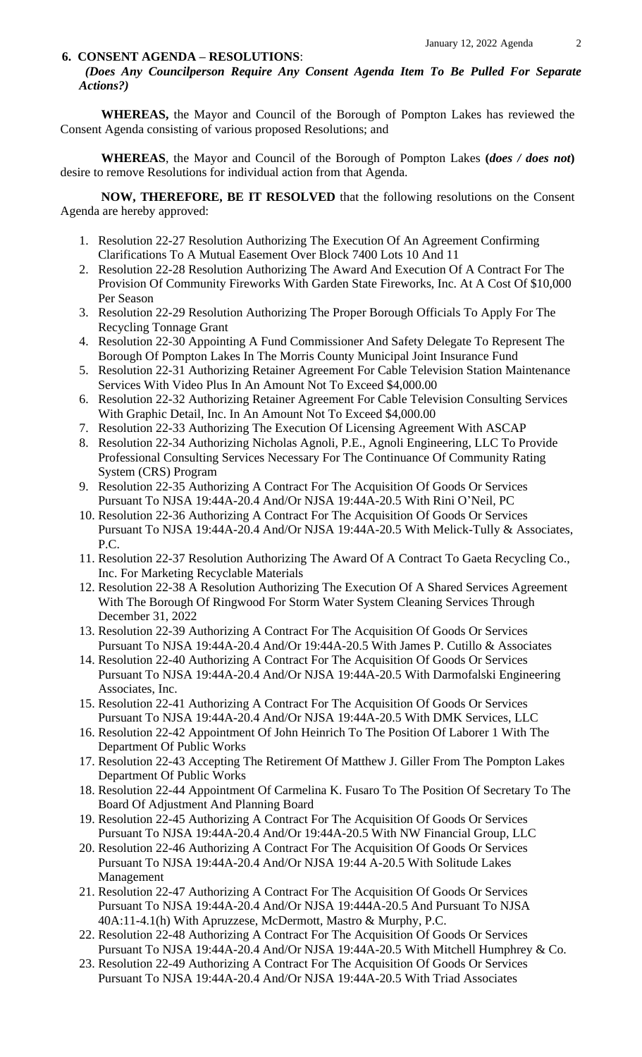## 6. CONSENT AGENDA – RESOLUTIONS:

***(Does Any Councilperson Require Any Consent Agenda Item To Be Pulled For Separate Actions?)***

**WHEREAS,** the Mayor and Council of the Borough of Pompton Lakes has reviewed the Consent Agenda consisting of various proposed Resolutions; and

**WHEREAS**, the Mayor and Council of the Borough of Pompton Lakes **(*does / does not*)** desire to remove Resolutions for individual action from that Agenda.

**NOW, THEREFORE, BE IT RESOLVED** that the following resolutions on the Consent Agenda are hereby approved:

1. Resolution 22-27 Resolution Authorizing The Execution Of An Agreement Confirming Clarifications To A Mutual Easement Over Block 7400 Lots 10 And 11
2. Resolution 22-28 Resolution Authorizing The Award And Execution Of A Contract For The Provision Of Community Fireworks With Garden State Fireworks, Inc. At A Cost Of $10,000 Per Season
3. Resolution 22-29 Resolution Authorizing The Proper Borough Officials To Apply For The Recycling Tonnage Grant
4. Resolution 22-30 Appointing A Fund Commissioner And Safety Delegate To Represent The Borough Of Pompton Lakes In The Morris County Municipal Joint Insurance Fund
5. Resolution 22-31 Authorizing Retainer Agreement For Cable Television Station Maintenance Services With Video Plus In An Amount Not To Exceed $4,000.00
6. Resolution 22-32 Authorizing Retainer Agreement For Cable Television Consulting Services With Graphic Detail, Inc. In An Amount Not To Exceed $4,000.00
7. Resolution 22-33 Authorizing The Execution Of Licensing Agreement With ASCAP
8. Resolution 22-34 Authorizing Nicholas Agnoli, P.E., Agnoli Engineering, LLC To Provide Professional Consulting Services Necessary For The Continuance Of Community Rating System (CRS) Program
9. Resolution 22-35 Authorizing A Contract For The Acquisition Of Goods Or Services Pursuant To NJSA 19:44A-20.4 And/Or NJSA 19:44A-20.5 With Rini O'Neil, PC
10. Resolution 22-36 Authorizing A Contract For The Acquisition Of Goods Or Services Pursuant To NJSA 19:44A-20.4 And/Or NJSA 19:44A-20.5 With Melick-Tully & Associates, P.C.
11. Resolution 22-37 Resolution Authorizing The Award Of A Contract To Gaeta Recycling Co., Inc. For Marketing Recyclable Materials
12. Resolution 22-38 A Resolution Authorizing The Execution Of A Shared Services Agreement With The Borough Of Ringwood For Storm Water System Cleaning Services Through December 31, 2022
13. Resolution 22-39 Authorizing A Contract For The Acquisition Of Goods Or Services Pursuant To NJSA 19:44A-20.4 And/Or 19:44A-20.5 With James P. Cutillo & Associates
14. Resolution 22-40 Authorizing A Contract For The Acquisition Of Goods Or Services Pursuant To NJSA 19:44A-20.4 And/Or NJSA 19:44A-20.5 With Darmofalski Engineering Associates, Inc.
15. Resolution 22-41 Authorizing A Contract For The Acquisition Of Goods Or Services Pursuant To NJSA 19:44A-20.4 And/Or NJSA 19:44A-20.5 With DMK Services, LLC
16. Resolution 22-42 Appointment Of John Heinrich To The Position Of Laborer 1 With The Department Of Public Works
17. Resolution 22-43 Accepting The Retirement Of Matthew J. Giller From The Pompton Lakes Department Of Public Works
18. Resolution 22-44 Appointment Of Carmelina K. Fusaro To The Position Of Secretary To The Board Of Adjustment And Planning Board
19. Resolution 22-45 Authorizing A Contract For The Acquisition Of Goods Or Services Pursuant To NJSA 19:44A-20.4 And/Or 19:44A-20.5 With NW Financial Group, LLC
20. Resolution 22-46 Authorizing A Contract For The Acquisition Of Goods Or Services Pursuant To NJSA 19:44A-20.4 And/Or NJSA 19:44 A-20.5 With Solitude Lakes Management
21. Resolution 22-47 Authorizing A Contract For The Acquisition Of Goods Or Services Pursuant To NJSA 19:44A-20.4 And/Or NJSA 19:444A-20.5 And Pursuant To NJSA 40A:11-4.1(h) With Apruzzese, McDermott, Mastro & Murphy, P.C.
22. Resolution 22-48 Authorizing A Contract For The Acquisition Of Goods Or Services Pursuant To NJSA 19:44A-20.4 And/Or NJSA 19:44A-20.5 With Mitchell Humphrey & Co.
23. Resolution 22-49 Authorizing A Contract For The Acquisition Of Goods Or Services Pursuant To NJSA 19:44A-20.4 And/Or NJSA 19:44A-20.5 With Triad Associates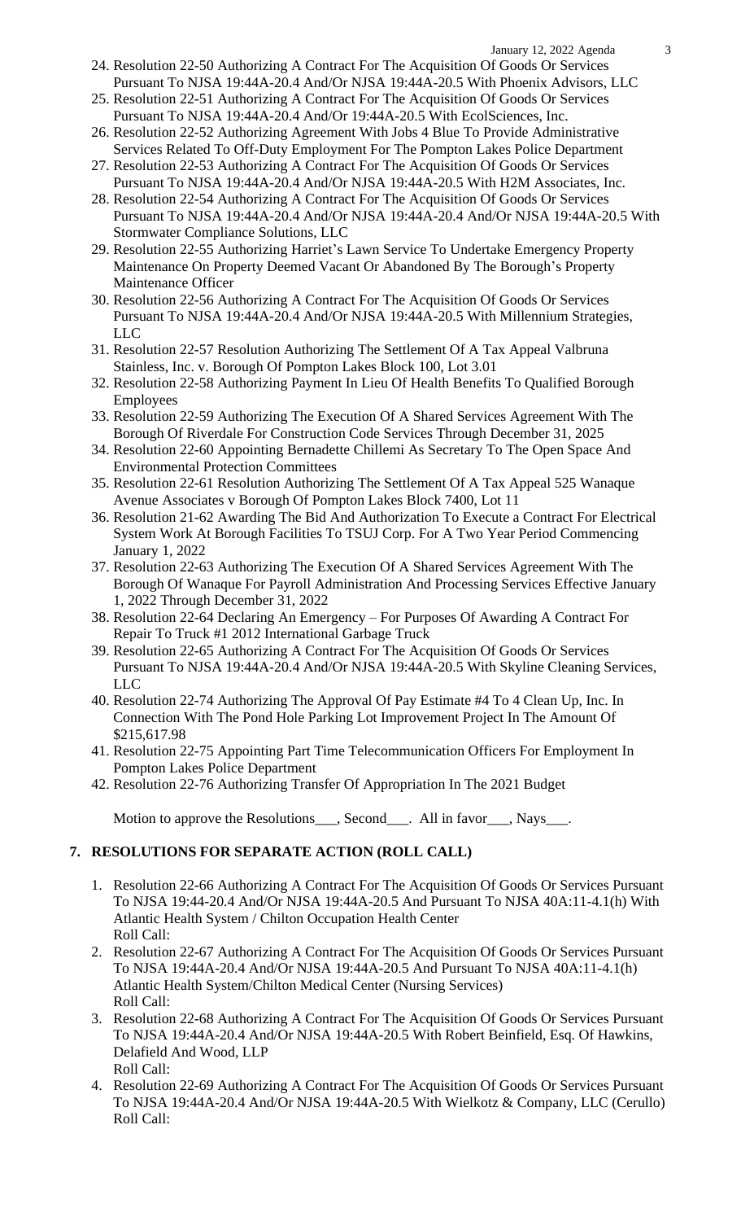24. Resolution 22-50 Authorizing A Contract For The Acquisition Of Goods Or Services Pursuant To NJSA 19:44A-20.4 And/Or NJSA 19:44A-20.5 With Phoenix Advisors, LLC
25. Resolution 22-51 Authorizing A Contract For The Acquisition Of Goods Or Services Pursuant To NJSA 19:44A-20.4 And/Or 19:44A-20.5 With EcolSciences, Inc.
26. Resolution 22-52 Authorizing Agreement With Jobs 4 Blue To Provide Administrative Services Related To Off-Duty Employment For The Pompton Lakes Police Department
27. Resolution 22-53 Authorizing A Contract For The Acquisition Of Goods Or Services Pursuant To NJSA 19:44A-20.4 And/Or NJSA 19:44A-20.5 With H2M Associates, Inc.
28. Resolution 22-54 Authorizing A Contract For The Acquisition Of Goods Or Services Pursuant To NJSA 19:44A-20.4 And/Or NJSA 19:44A-20.4 And/Or NJSA 19:44A-20.5 With Stormwater Compliance Solutions, LLC
29. Resolution 22-55 Authorizing Harriet's Lawn Service To Undertake Emergency Property Maintenance On Property Deemed Vacant Or Abandoned By The Borough's Property Maintenance Officer
30. Resolution 22-56 Authorizing A Contract For The Acquisition Of Goods Or Services Pursuant To NJSA 19:44A-20.4 And/Or NJSA 19:44A-20.5 With Millennium Strategies, LLC
31. Resolution 22-57 Resolution Authorizing The Settlement Of A Tax Appeal Valbruna Stainless, Inc. v. Borough Of Pompton Lakes Block 100, Lot 3.01
32. Resolution 22-58 Authorizing Payment In Lieu Of Health Benefits To Qualified Borough Employees
33. Resolution 22-59 Authorizing The Execution Of A Shared Services Agreement With The Borough Of Riverdale For Construction Code Services Through December 31, 2025
34. Resolution 22-60 Appointing Bernadette Chillemi As Secretary To The Open Space And Environmental Protection Committees
35. Resolution 22-61 Resolution Authorizing The Settlement Of A Tax Appeal 525 Wanaque Avenue Associates v Borough Of Pompton Lakes Block 7400, Lot 11
36. Resolution 21-62 Awarding The Bid And Authorization To Execute a Contract For Electrical System Work At Borough Facilities To TSUJ Corp. For A Two Year Period Commencing January 1, 2022
37. Resolution 22-63 Authorizing The Execution Of A Shared Services Agreement With The Borough Of Wanaque For Payroll Administration And Processing Services Effective January 1, 2022 Through December 31, 2022
38. Resolution 22-64 Declaring An Emergency – For Purposes Of Awarding A Contract For Repair To Truck #1 2012 International Garbage Truck
39. Resolution 22-65 Authorizing A Contract For The Acquisition Of Goods Or Services Pursuant To NJSA 19:44A-20.4 And/Or NJSA 19:44A-20.5 With Skyline Cleaning Services, LLC
40. Resolution 22-74 Authorizing The Approval Of Pay Estimate #4 To 4 Clean Up, Inc. In Connection With The Pond Hole Parking Lot Improvement Project In The Amount Of $215,617.98
41. Resolution 22-75 Appointing Part Time Telecommunication Officers For Employment In Pompton Lakes Police Department
42. Resolution 22-76 Authorizing Transfer Of Appropriation In The 2021 Budget

Motion to approve the Resolutions___, Second___. All in favor___, Nays___.

## 7. RESOLUTIONS FOR SEPARATE ACTION (ROLL CALL)

1. Resolution 22-66 Authorizing A Contract For The Acquisition Of Goods Or Services Pursuant To NJSA 19:44-20.4 And/Or NJSA 19:44A-20.5 And Pursuant To NJSA 40A:11-4.1(h) With Atlantic Health System / Chilton Occupation Health Center
   Roll Call:
2. Resolution 22-67 Authorizing A Contract For The Acquisition Of Goods Or Services Pursuant To NJSA 19:44A-20.4 And/Or NJSA 19:44A-20.5 And Pursuant To NJSA 40A:11-4.1(h) Atlantic Health System/Chilton Medical Center (Nursing Services)
   Roll Call:
3. Resolution 22-68 Authorizing A Contract For The Acquisition Of Goods Or Services Pursuant To NJSA 19:44A-20.4 And/Or NJSA 19:44A-20.5 With Robert Beinfield, Esq. Of Hawkins, Delafield And Wood, LLP
   Roll Call:
4. Resolution 22-69 Authorizing A Contract For The Acquisition Of Goods Or Services Pursuant To NJSA 19:44A-20.4 And/Or NJSA 19:44A-20.5 With Wielkotz & Company, LLC (Cerullo)
   Roll Call: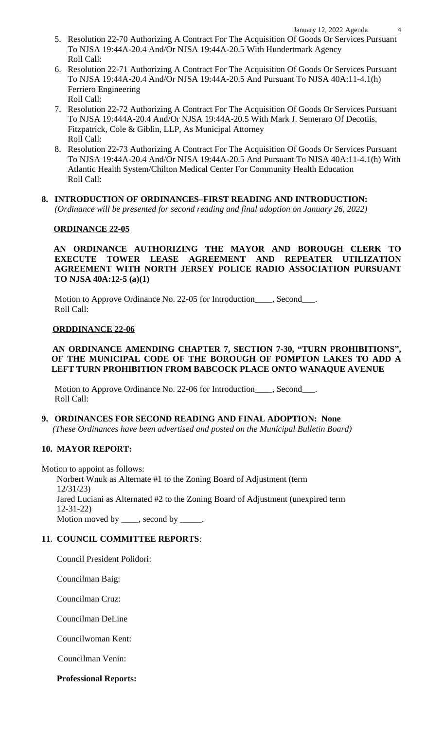5. Resolution 22-70 Authorizing A Contract For The Acquisition Of Goods Or Services Pursuant To NJSA 19:44A-20.4 And/Or NJSA 19:44A-20.5 With Hundertmark Agency
   Roll Call:
6. Resolution 22-71 Authorizing A Contract For The Acquisition Of Goods Or Services Pursuant To NJSA 19:44A-20.4 And/Or NJSA 19:44A-20.5 And Pursuant To NJSA 40A:11-4.1(h) Ferriero Engineering
   Roll Call:
7. Resolution 22-72 Authorizing A Contract For The Acquisition Of Goods Or Services Pursuant To NJSA 19:444A-20.4 And/Or NJSA 19:44A-20.5 With Mark J. Semeraro Of Decotiis, Fitzpatrick, Cole & Giblin, LLP, As Municipal Attorney
   Roll Call:
8. Resolution 22-73 Authorizing A Contract For The Acquisition Of Goods Or Services Pursuant To NJSA 19:44A-20.4 And/Or NJSA 19:44A-20.5 And Pursuant To NJSA 40A:11-4.1(h) With Atlantic Health System/Chilton Medical Center For Community Health Education
   Roll Call:

**8. INTRODUCTION OF ORDINANCES–FIRST READING AND INTRODUCTION:**
*(Ordinance will be presented for second reading and final adoption on January 26, 2022)*

**ORDINANCE 22-05**

**AN ORDINANCE AUTHORIZING THE MAYOR AND BOROUGH CLERK TO EXECUTE TOWER LEASE AGREEMENT AND REPEATER UTILIZATION AGREEMENT WITH NORTH JERSEY POLICE RADIO ASSOCIATION PURSUANT TO NJSA 40A:12-5 (a)(1)**

Motion to Approve Ordinance No. 22-05 for Introduction____, Second___.
Roll Call:

**ORDDINANCE 22-06**

**AN ORDINANCE AMENDING CHAPTER 7, SECTION 7-30, "TURN PROHIBITIONS", OF THE MUNICIPAL CODE OF THE BOROUGH OF POMPTON LAKES TO ADD A LEFT TURN PROHIBITION FROM BABCOCK PLACE ONTO WANAQUE AVENUE**

Motion to Approve Ordinance No. 22-06 for Introduction____, Second___.
Roll Call:

**9. ORDINANCES FOR SECOND READING AND FINAL ADOPTION: None**
*(These Ordinances have been advertised and posted on the Municipal Bulletin Board)*

**10. MAYOR REPORT:**

Motion to appoint as follows:
Norbert Wnuk as Alternate #1 to the Zoning Board of Adjustment (term 12/31/23)
Jared Luciani as Alternated #2 to the Zoning Board of Adjustment (unexpired term 12-31-22)
Motion moved by ____, second by _____.

**11. COUNCIL COMMITTEE REPORTS:**

Council President Polidori:

Councilman Baig:

Councilman Cruz:

Councilman DeLine

Councilwoman Kent:

Councilman Venin:

**Professional Reports:**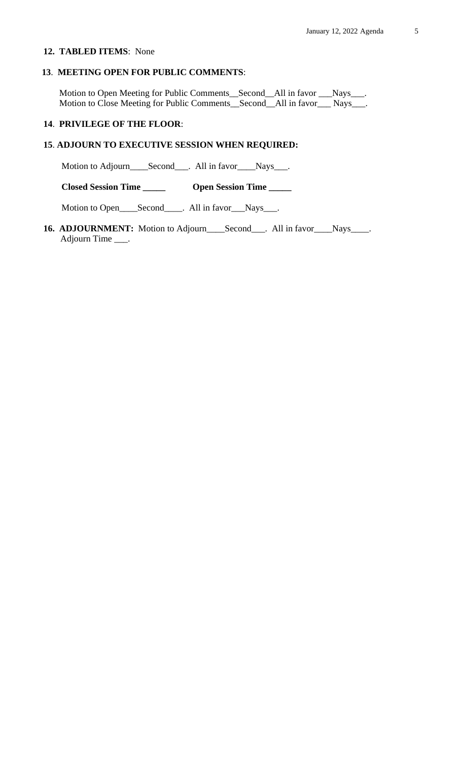**12. TABLED ITEMS**: None

**13**. **MEETING OPEN FOR PUBLIC COMMENTS**:

Motion to Open Meeting for Public Comments__Second__All in favor ___Nays___.
Motion to Close Meeting for Public Comments__Second__All in favor___ Nays___.

**14**. **PRIVILEGE OF THE FLOOR**:

**15**. **ADJOURN TO EXECUTIVE SESSION WHEN REQUIRED:**

Motion to Adjourn____Second___. All in favor____Nays___.

**Closed Session Time _____** **Open Session Time _____**

Motion to Open____Second____. All in favor___Nays___.

**16. ADJOURNMENT:** Motion to Adjourn____Second___. All in favor____Nays____.
Adjourn Time ___.